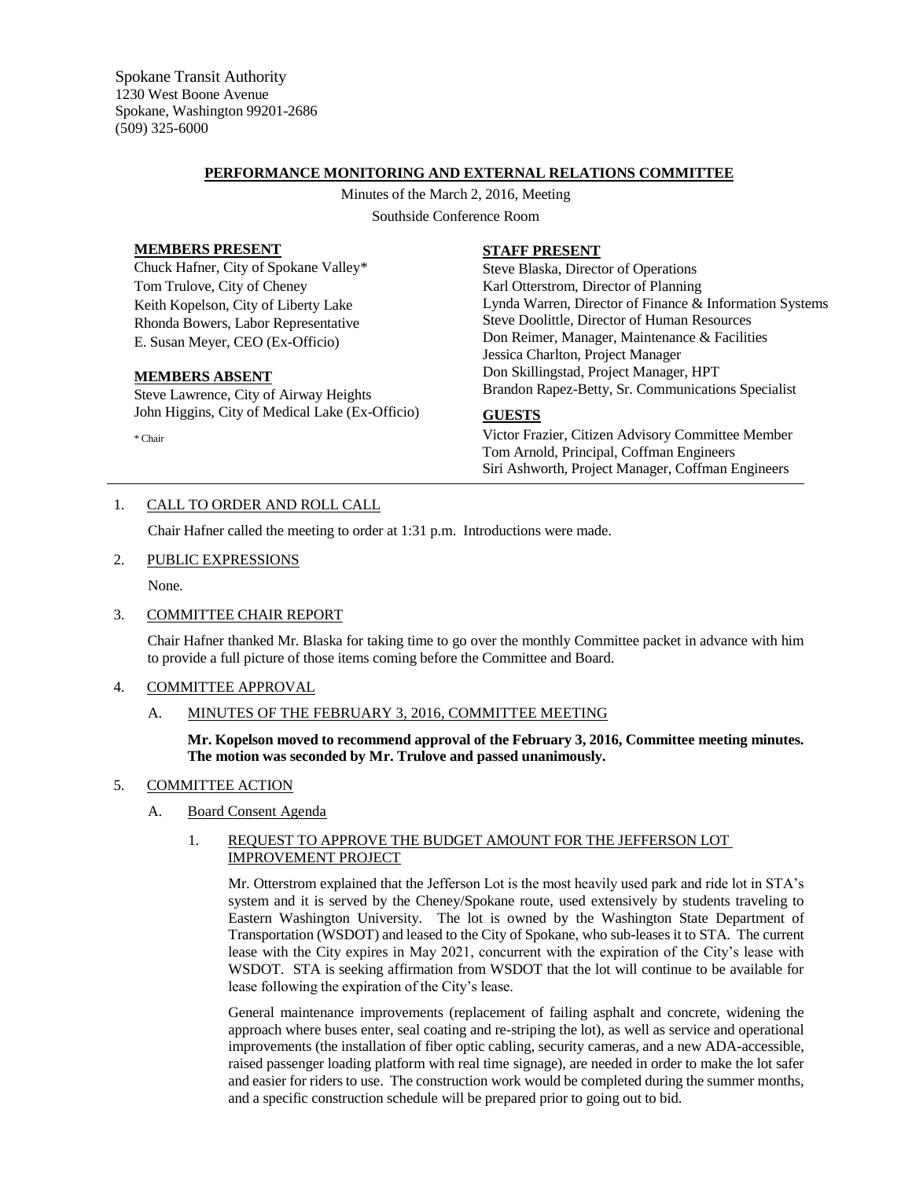Spokane Transit Authority
1230 West Boone Avenue
Spokane, Washington 99201-2686
(509) 325-6000

## PERFORMANCE MONITORING AND EXTERNAL RELATIONS COMMITTEE

Minutes of the March 2, 2016, Meeting
Southside Conference Room

**MEMBERS PRESENT**
Chuck Hafner, City of Spokane Valley*
Tom Trulove, City of Cheney
Keith Kopelson, City of Liberty Lake
Rhonda Bowers, Labor Representative
E. Susan Meyer, CEO (Ex-Officio)

**MEMBERS ABSENT**
Steve Lawrence, City of Airway Heights
John Higgins, City of Medical Lake (Ex-Officio)

* Chair

**STAFF PRESENT**
Steve Blaska, Director of Operations
Karl Otterstrom, Director of Planning
Lynda Warren, Director of Finance & Information Systems
Steve Doolittle, Director of Human Resources
Don Reimer, Manager, Maintenance & Facilities
Jessica Charlton, Project Manager
Don Skillingstad, Project Manager, HPT
Brandon Rapez-Betty, Sr. Communications Specialist

**GUESTS**
Victor Frazier, Citizen Advisory Committee Member
Tom Arnold, Principal, Coffman Engineers
Siri Ashworth, Project Manager, Coffman Engineers

1. CALL TO ORDER AND ROLL CALL

   Chair Hafner called the meeting to order at 1:31 p.m. Introductions were made.

2. PUBLIC EXPRESSIONS

   None.

3. COMMITTEE CHAIR REPORT

   Chair Hafner thanked Mr. Blaska for taking time to go over the monthly Committee packet in advance with him to provide a full picture of those items coming before the Committee and Board.

4. COMMITTEE APPROVAL

   A. MINUTES OF THE FEBRUARY 3, 2016, COMMITTEE MEETING

      **Mr. Kopelson moved to recommend approval of the February 3, 2016, Committee meeting minutes. The motion was seconded by Mr. Trulove and passed unanimously.**

5. COMMITTEE ACTION

   A. Board Consent Agenda

      1. REQUEST TO APPROVE THE BUDGET AMOUNT FOR THE JEFFERSON LOT IMPROVEMENT PROJECT

         Mr. Otterstrom explained that the Jefferson Lot is the most heavily used park and ride lot in STA's system and it is served by the Cheney/Spokane route, used extensively by students traveling to Eastern Washington University. The lot is owned by the Washington State Department of Transportation (WSDOT) and leased to the City of Spokane, who sub-leases it to STA. The current lease with the City expires in May 2021, concurrent with the expiration of the City's lease with WSDOT. STA is seeking affirmation from WSDOT that the lot will continue to be available for lease following the expiration of the City's lease.

         General maintenance improvements (replacement of failing asphalt and concrete, widening the approach where buses enter, seal coating and re-striping the lot), as well as service and operational improvements (the installation of fiber optic cabling, security cameras, and a new ADA-accessible, raised passenger loading platform with real time signage), are needed in order to make the lot safer and easier for riders to use. The construction work would be completed during the summer months, and a specific construction schedule will be prepared prior to going out to bid.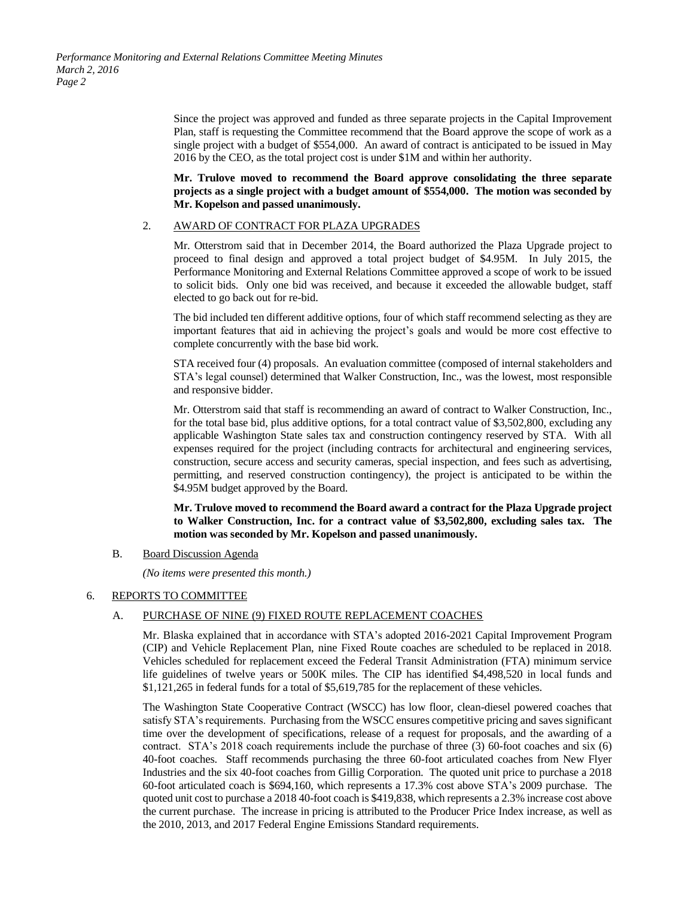Since the project was approved and funded as three separate projects in the Capital Improvement Plan, staff is requesting the Committee recommend that the Board approve the scope of work as a single project with a budget of $554,000. An award of contract is anticipated to be issued in May 2016 by the CEO, as the total project cost is under $1M and within her authority.

**Mr. Trulove moved to recommend the Board approve consolidating the three separate projects as a single project with a budget amount of $554,000. The motion was seconded by Mr. Kopelson and passed unanimously.**

2. AWARD OF CONTRACT FOR PLAZA UPGRADES

Mr. Otterstrom said that in December 2014, the Board authorized the Plaza Upgrade project to proceed to final design and approved a total project budget of $4.95M. In July 2015, the Performance Monitoring and External Relations Committee approved a scope of work to be issued to solicit bids. Only one bid was received, and because it exceeded the allowable budget, staff elected to go back out for re-bid.

The bid included ten different additive options, four of which staff recommend selecting as they are important features that aid in achieving the project's goals and would be more cost effective to complete concurrently with the base bid work.

STA received four (4) proposals. An evaluation committee (composed of internal stakeholders and STA's legal counsel) determined that Walker Construction, Inc., was the lowest, most responsible and responsive bidder.

Mr. Otterstrom said that staff is recommending an award of contract to Walker Construction, Inc., for the total base bid, plus additive options, for a total contract value of $3,502,800, excluding any applicable Washington State sales tax and construction contingency reserved by STA. With all expenses required for the project (including contracts for architectural and engineering services, construction, secure access and security cameras, special inspection, and fees such as advertising, permitting, and reserved construction contingency), the project is anticipated to be within the $4.95M budget approved by the Board.

**Mr. Trulove moved to recommend the Board award a contract for the Plaza Upgrade project to Walker Construction, Inc. for a contract value of $3,502,800, excluding sales tax. The motion was seconded by Mr. Kopelson and passed unanimously.**

B. Board Discussion Agenda

*(No items were presented this month.)*

6. REPORTS TO COMMITTEE

A. PURCHASE OF NINE (9) FIXED ROUTE REPLACEMENT COACHES

Mr. Blaska explained that in accordance with STA's adopted 2016-2021 Capital Improvement Program (CIP) and Vehicle Replacement Plan, nine Fixed Route coaches are scheduled to be replaced in 2018. Vehicles scheduled for replacement exceed the Federal Transit Administration (FTA) minimum service life guidelines of twelve years or 500K miles. The CIP has identified $4,498,520 in local funds and $1,121,265 in federal funds for a total of $5,619,785 for the replacement of these vehicles.

The Washington State Cooperative Contract (WSCC) has low floor, clean-diesel powered coaches that satisfy STA's requirements. Purchasing from the WSCC ensures competitive pricing and saves significant time over the development of specifications, release of a request for proposals, and the awarding of a contract. STA's 2018 coach requirements include the purchase of three (3) 60-foot coaches and six (6) 40-foot coaches. Staff recommends purchasing the three 60-foot articulated coaches from New Flyer Industries and the six 40-foot coaches from Gillig Corporation. The quoted unit price to purchase a 2018 60-foot articulated coach is $694,160, which represents a 17.3% cost above STA's 2009 purchase. The quoted unit cost to purchase a 2018 40-foot coach is $419,838, which represents a 2.3% increase cost above the current purchase. The increase in pricing is attributed to the Producer Price Index increase, as well as the 2010, 2013, and 2017 Federal Engine Emissions Standard requirements.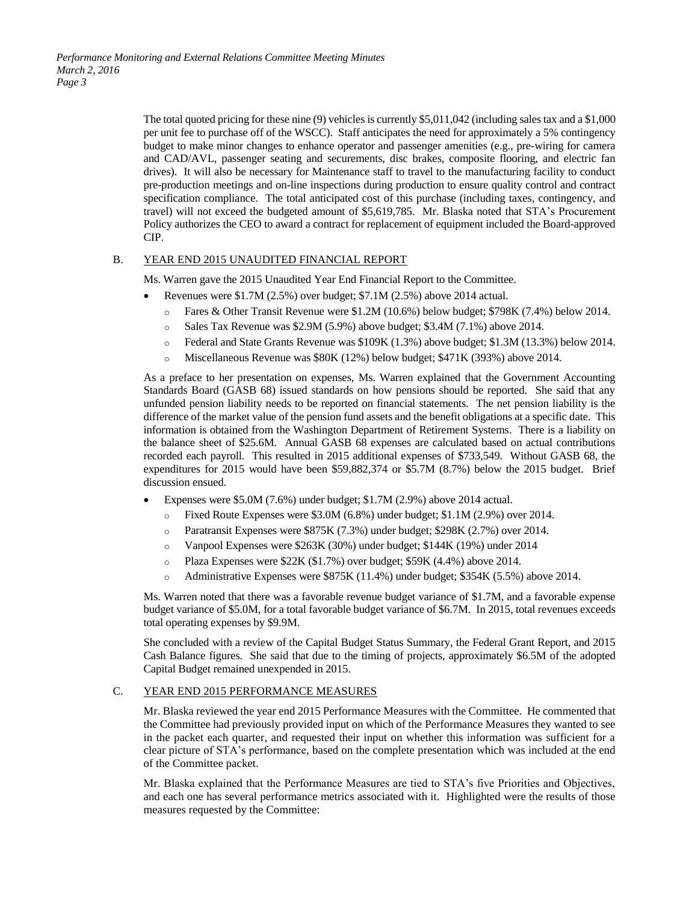The total quoted pricing for these nine (9) vehicles is currently $5,011,042 (including sales tax and a $1,000 per unit fee to purchase off of the WSCC). Staff anticipates the need for approximately a 5% contingency budget to make minor changes to enhance operator and passenger amenities (e.g., pre-wiring for camera and CAD/AVL, passenger seating and securements, disc brakes, composite flooring, and electric fan drives). It will also be necessary for Maintenance staff to travel to the manufacturing facility to conduct pre-production meetings and on-line inspections during production to ensure quality control and contract specification compliance. The total anticipated cost of this purchase (including taxes, contingency, and travel) will not exceed the budgeted amount of $5,619,785. Mr. Blaska noted that STA's Procurement Policy authorizes the CEO to award a contract for replacement of equipment included the Board-approved CIP.

B. <u>YEAR END 2015 UNAUDITED FINANCIAL REPORT</u>

Ms. Warren gave the 2015 Unaudited Year End Financial Report to the Committee.

- Revenues were $1.7M (2.5%) over budget; $7.1M (2.5%) above 2014 actual.
  - Fares & Other Transit Revenue were $1.2M (10.6%) below budget; $798K (7.4%) below 2014.
  - Sales Tax Revenue was $2.9M (5.9%) above budget; $3.4M (7.1%) above 2014.
  - Federal and State Grants Revenue was $109K (1.3%) above budget; $1.3M (13.3%) below 2014.
  - Miscellaneous Revenue was $80K (12%) below budget; $471K (393%) above 2014.

As a preface to her presentation on expenses, Ms. Warren explained that the Government Accounting Standards Board (GASB 68) issued standards on how pensions should be reported. She said that any unfunded pension liability needs to be reported on financial statements. The net pension liability is the difference of the market value of the pension fund assets and the benefit obligations at a specific date. This information is obtained from the Washington Department of Retirement Systems. There is a liability on the balance sheet of $25.6M. Annual GASB 68 expenses are calculated based on actual contributions recorded each payroll. This resulted in 2015 additional expenses of $733,549. Without GASB 68, the expenditures for 2015 would have been $59,882,374 or $5.7M (8.7%) below the 2015 budget. Brief discussion ensued.

- Expenses were $5.0M (7.6%) under budget; $1.7M (2.9%) above 2014 actual.
  - Fixed Route Expenses were $3.0M (6.8%) under budget; $1.1M (2.9%) over 2014.
  - Paratransit Expenses were $875K (7.3%) under budget; $298K (2.7%) over 2014.
  - Vanpool Expenses were $263K (30%) under budget; $144K (19%) under 2014
  - Plaza Expenses were $22K ($1.7%) over budget; $59K (4.4%) above 2014.
  - Administrative Expenses were $875K (11.4%) under budget; $354K (5.5%) above 2014.

Ms. Warren noted that there was a favorable revenue budget variance of $1.7M, and a favorable expense budget variance of $5.0M, for a total favorable budget variance of $6.7M. In 2015, total revenues exceeds total operating expenses by $9.9M.

She concluded with a review of the Capital Budget Status Summary, the Federal Grant Report, and 2015 Cash Balance figures. She said that due to the timing of projects, approximately $6.5M of the adopted Capital Budget remained unexpended in 2015.

C. <u>YEAR END 2015 PERFORMANCE MEASURES</u>

Mr. Blaska reviewed the year end 2015 Performance Measures with the Committee. He commented that the Committee had previously provided input on which of the Performance Measures they wanted to see in the packet each quarter, and requested their input on whether this information was sufficient for a clear picture of STA's performance, based on the complete presentation which was included at the end of the Committee packet.

Mr. Blaska explained that the Performance Measures are tied to STA's five Priorities and Objectives, and each one has several performance metrics associated with it. Highlighted were the results of those measures requested by the Committee: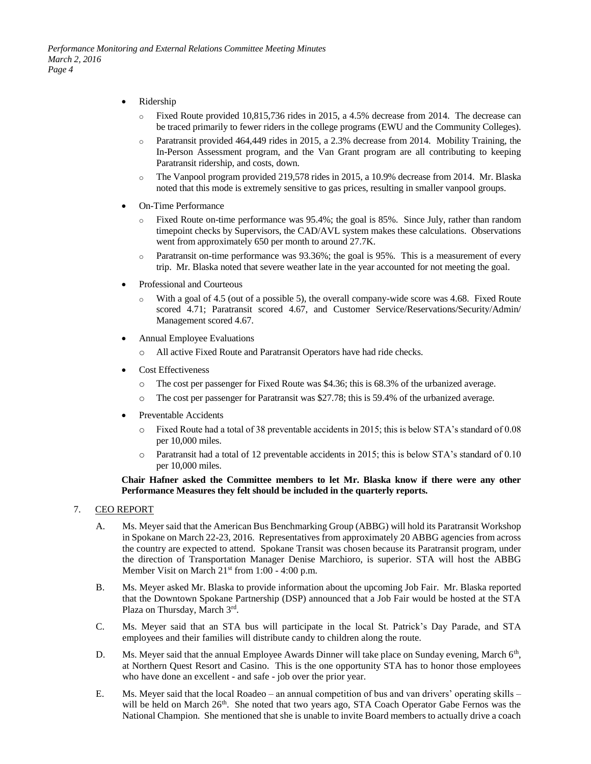- Ridership
  - Fixed Route provided 10,815,736 rides in 2015, a 4.5% decrease from 2014. The decrease can be traced primarily to fewer riders in the college programs (EWU and the Community Colleges).
  - Paratransit provided 464,449 rides in 2015, a 2.3% decrease from 2014. Mobility Training, the In-Person Assessment program, and the Van Grant program are all contributing to keeping Paratransit ridership, and costs, down.
  - The Vanpool program provided 219,578 rides in 2015, a 10.9% decrease from 2014. Mr. Blaska noted that this mode is extremely sensitive to gas prices, resulting in smaller vanpool groups.
- On-Time Performance
  - Fixed Route on-time performance was 95.4%; the goal is 85%. Since July, rather than random timepoint checks by Supervisors, the CAD/AVL system makes these calculations. Observations went from approximately 650 per month to around 27.7K.
  - Paratransit on-time performance was 93.36%; the goal is 95%. This is a measurement of every trip. Mr. Blaska noted that severe weather late in the year accounted for not meeting the goal.
- Professional and Courteous
  - With a goal of 4.5 (out of a possible 5), the overall company-wide score was 4.68. Fixed Route scored 4.71; Paratransit scored 4.67, and Customer Service/Reservations/Security/Admin/ Management scored 4.67.
- Annual Employee Evaluations
  - All active Fixed Route and Paratransit Operators have had ride checks.
- Cost Effectiveness
  - The cost per passenger for Fixed Route was $4.36; this is 68.3% of the urbanized average.
  - The cost per passenger for Paratransit was $27.78; this is 59.4% of the urbanized average.
- Preventable Accidents
  - Fixed Route had a total of 38 preventable accidents in 2015; this is below STA's standard of 0.08 per 10,000 miles.
  - Paratransit had a total of 12 preventable accidents in 2015; this is below STA's standard of 0.10 per 10,000 miles.

**Chair Hafner asked the Committee members to let Mr. Blaska know if there were any other Performance Measures they felt should be included in the quarterly reports.**

7. CEO REPORT

A. Ms. Meyer said that the American Bus Benchmarking Group (ABBG) will hold its Paratransit Workshop in Spokane on March 22-23, 2016. Representatives from approximately 20 ABBG agencies from across the country are expected to attend. Spokane Transit was chosen because its Paratransit program, under the direction of Transportation Manager Denise Marchioro, is superior. STA will host the ABBG Member Visit on March 21st from 1:00 - 4:00 p.m.

B. Ms. Meyer asked Mr. Blaska to provide information about the upcoming Job Fair. Mr. Blaska reported that the Downtown Spokane Partnership (DSP) announced that a Job Fair would be hosted at the STA Plaza on Thursday, March 3rd.

C. Ms. Meyer said that an STA bus will participate in the local St. Patrick's Day Parade, and STA employees and their families will distribute candy to children along the route.

D. Ms. Meyer said that the annual Employee Awards Dinner will take place on Sunday evening, March 6th, at Northern Quest Resort and Casino. This is the one opportunity STA has to honor those employees who have done an excellent - and safe - job over the prior year.

E. Ms. Meyer said that the local Roadeo – an annual competition of bus and van drivers' operating skills – will be held on March 26th. She noted that two years ago, STA Coach Operator Gabe Fernos was the National Champion. She mentioned that she is unable to invite Board members to actually drive a coach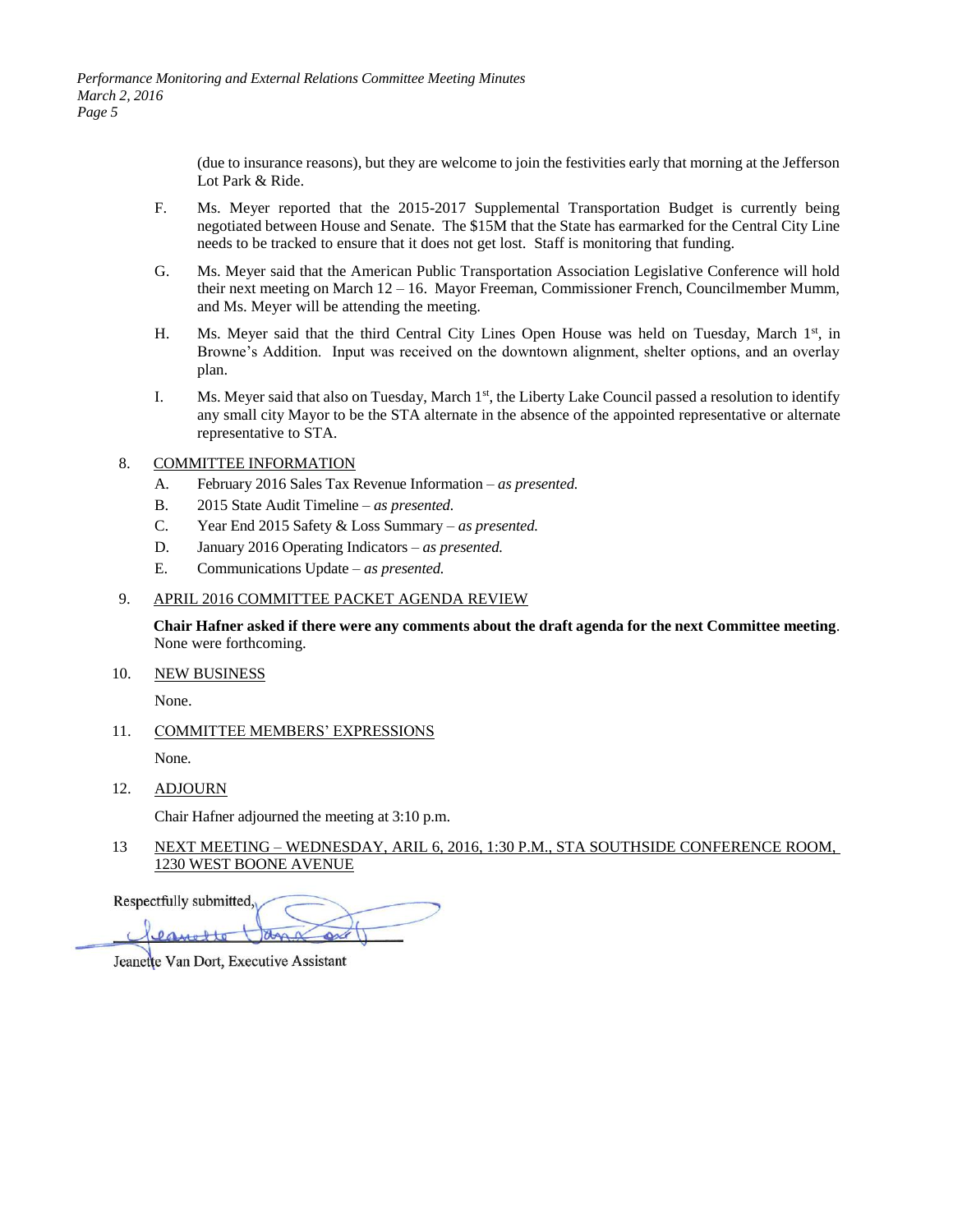(due to insurance reasons), but they are welcome to join the festivities early that morning at the Jefferson Lot Park & Ride.

F. Ms. Meyer reported that the 2015-2017 Supplemental Transportation Budget is currently being negotiated between House and Senate. The $15M that the State has earmarked for the Central City Line needs to be tracked to ensure that it does not get lost. Staff is monitoring that funding.

G. Ms. Meyer said that the American Public Transportation Association Legislative Conference will hold their next meeting on March 12 – 16. Mayor Freeman, Commissioner French, Councilmember Mumm, and Ms. Meyer will be attending the meeting.

H. Ms. Meyer said that the third Central City Lines Open House was held on Tuesday, March 1st, in Browne's Addition. Input was received on the downtown alignment, shelter options, and an overlay plan.

I. Ms. Meyer said that also on Tuesday, March 1st, the Liberty Lake Council passed a resolution to identify any small city Mayor to be the STA alternate in the absence of the appointed representative or alternate representative to STA.

8. COMMITTEE INFORMATION

   A. February 2016 Sales Tax Revenue Information – *as presented.*
   B. 2015 State Audit Timeline – *as presented.*
   C. Year End 2015 Safety & Loss Summary – *as presented.*
   D. January 2016 Operating Indicators – *as presented.*
   E. Communications Update – *as presented.*

9. APRIL 2016 COMMITTEE PACKET AGENDA REVIEW

   **Chair Hafner asked if there were any comments about the draft agenda for the next Committee meeting**. None were forthcoming.

10. NEW BUSINESS

    None.

11. COMMITTEE MEMBERS' EXPRESSIONS

    None.

12. ADJOURN

    Chair Hafner adjourned the meeting at 3:10 p.m.

13 NEXT MEETING – WEDNESDAY, ARIL 6, 2016, 1:30 P.M., STA SOUTHSIDE CONFERENCE ROOM, 1230 WEST BOONE AVENUE

Respectfully submitted,

Jeanette Van Dort, Executive Assistant